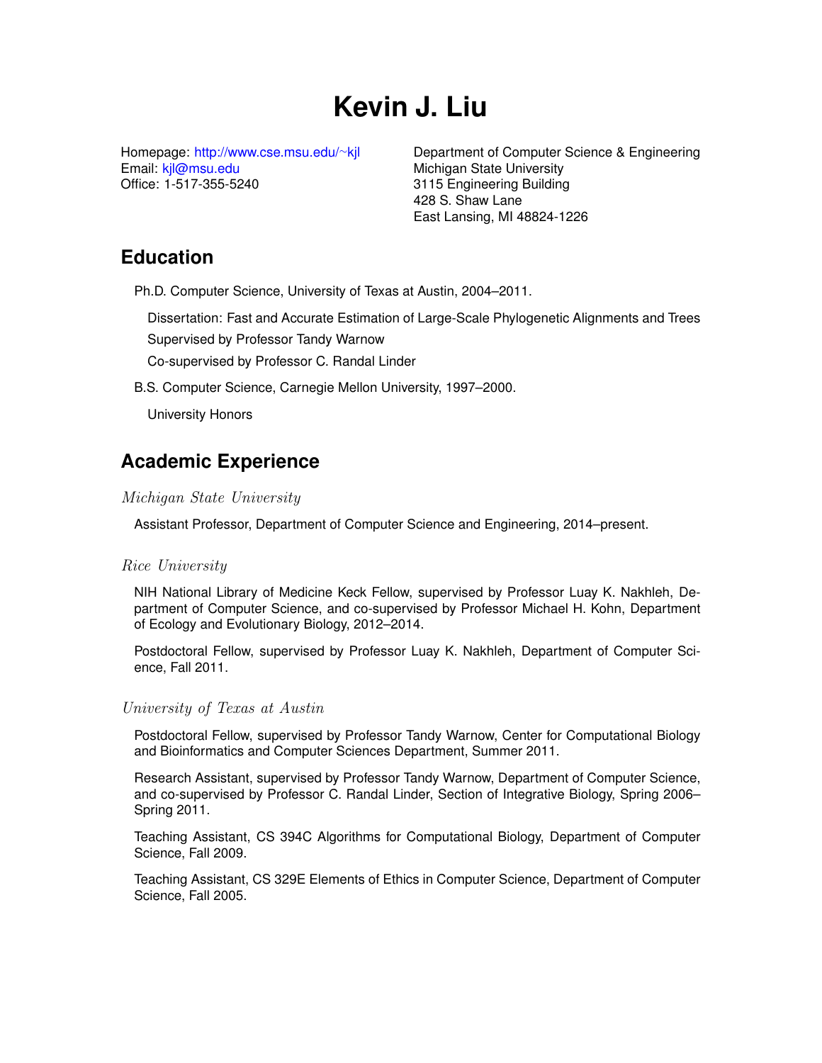# Kevin J. Liu

Homepage: http://www.cse.msu.edu/~kjl
Email: kjl@msu.edu
Office: 1-517-355-5240

Department of Computer Science & Engineering
Michigan State University
3115 Engineering Building
428 S. Shaw Lane
East Lansing, MI 48824-1226

## Education

Ph.D. Computer Science, University of Texas at Austin, 2004–2011.

Dissertation: Fast and Accurate Estimation of Large-Scale Phylogenetic Alignments and Trees

Supervised by Professor Tandy Warnow

Co-supervised by Professor C. Randal Linder

B.S. Computer Science, Carnegie Mellon University, 1997–2000.

University Honors

## Academic Experience

### *Michigan State University*

Assistant Professor, Department of Computer Science and Engineering, 2014–present.

### *Rice University*

NIH National Library of Medicine Keck Fellow, supervised by Professor Luay K. Nakhleh, Department of Computer Science, and co-supervised by Professor Michael H. Kohn, Department of Ecology and Evolutionary Biology, 2012–2014.

Postdoctoral Fellow, supervised by Professor Luay K. Nakhleh, Department of Computer Science, Fall 2011.

### *University of Texas at Austin*

Postdoctoral Fellow, supervised by Professor Tandy Warnow, Center for Computational Biology and Bioinformatics and Computer Sciences Department, Summer 2011.

Research Assistant, supervised by Professor Tandy Warnow, Department of Computer Science, and co-supervised by Professor C. Randal Linder, Section of Integrative Biology, Spring 2006–Spring 2011.

Teaching Assistant, CS 394C Algorithms for Computational Biology, Department of Computer Science, Fall 2009.

Teaching Assistant, CS 329E Elements of Ethics in Computer Science, Department of Computer Science, Fall 2005.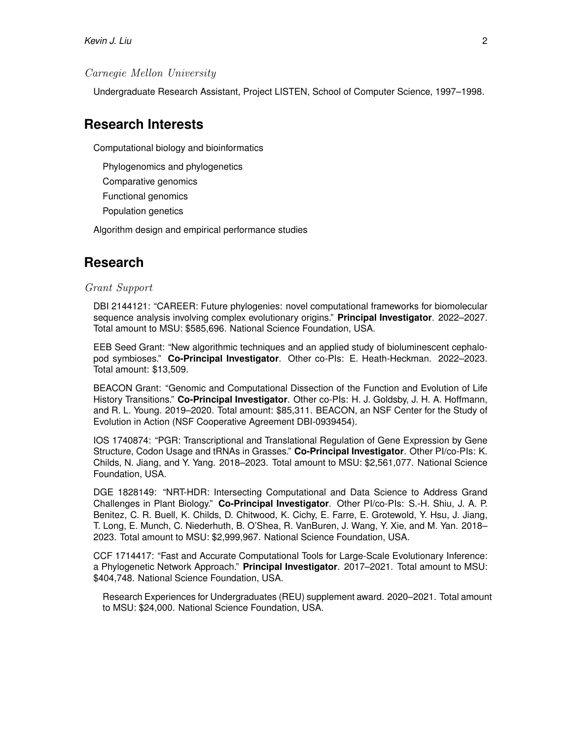*Carnegie Mellon University*

Undergraduate Research Assistant, Project LISTEN, School of Computer Science, 1997–1998.

## Research Interests

Computational biology and bioinformatics

- Phylogenomics and phylogenetics
- Comparative genomics
- Functional genomics
- Population genetics

Algorithm design and empirical performance studies

## Research

*Grant Support*

DBI 2144121: "CAREER: Future phylogenies: novel computational frameworks for biomolecular sequence analysis involving complex evolutionary origins." **Principal Investigator**. 2022–2027. Total amount to MSU: $585,696. National Science Foundation, USA.

EEB Seed Grant: "New algorithmic techniques and an applied study of bioluminescent cephalopod symbioses." **Co-Principal Investigator**. Other co-PIs: E. Heath-Heckman. 2022–2023. Total amount: $13,509.

BEACON Grant: "Genomic and Computational Dissection of the Function and Evolution of Life History Transitions." **Co-Principal Investigator**. Other co-PIs: H. J. Goldsby, J. H. A. Hoffmann, and R. L. Young. 2019–2020. Total amount: $85,311. BEACON, an NSF Center for the Study of Evolution in Action (NSF Cooperative Agreement DBI-0939454).

IOS 1740874: "PGR: Transcriptional and Translational Regulation of Gene Expression by Gene Structure, Codon Usage and tRNAs in Grasses." **Co-Principal Investigator**. Other PI/co-PIs: K. Childs, N. Jiang, and Y. Yang. 2018–2023. Total amount to MSU: $2,561,077. National Science Foundation, USA.

DGE 1828149: "NRT-HDR: Intersecting Computational and Data Science to Address Grand Challenges in Plant Biology." **Co-Principal Investigator**. Other PI/co-PIs: S.-H. Shiu, J. A. P. Benitez, C. R. Buell, K. Childs, D. Chitwood, K. Cichy, E. Farre, E. Grotewold, Y. Hsu, J. Jiang, T. Long, E. Munch, C. Niederhuth, B. O'Shea, R. VanBuren, J. Wang, Y. Xie, and M. Yan. 2018–2023. Total amount to MSU: $2,999,967. National Science Foundation, USA.

CCF 1714417: "Fast and Accurate Computational Tools for Large-Scale Evolutionary Inference: a Phylogenetic Network Approach." **Principal Investigator**. 2017–2021. Total amount to MSU: $404,748. National Science Foundation, USA.

Research Experiences for Undergraduates (REU) supplement award. 2020–2021. Total amount to MSU: $24,000. National Science Foundation, USA.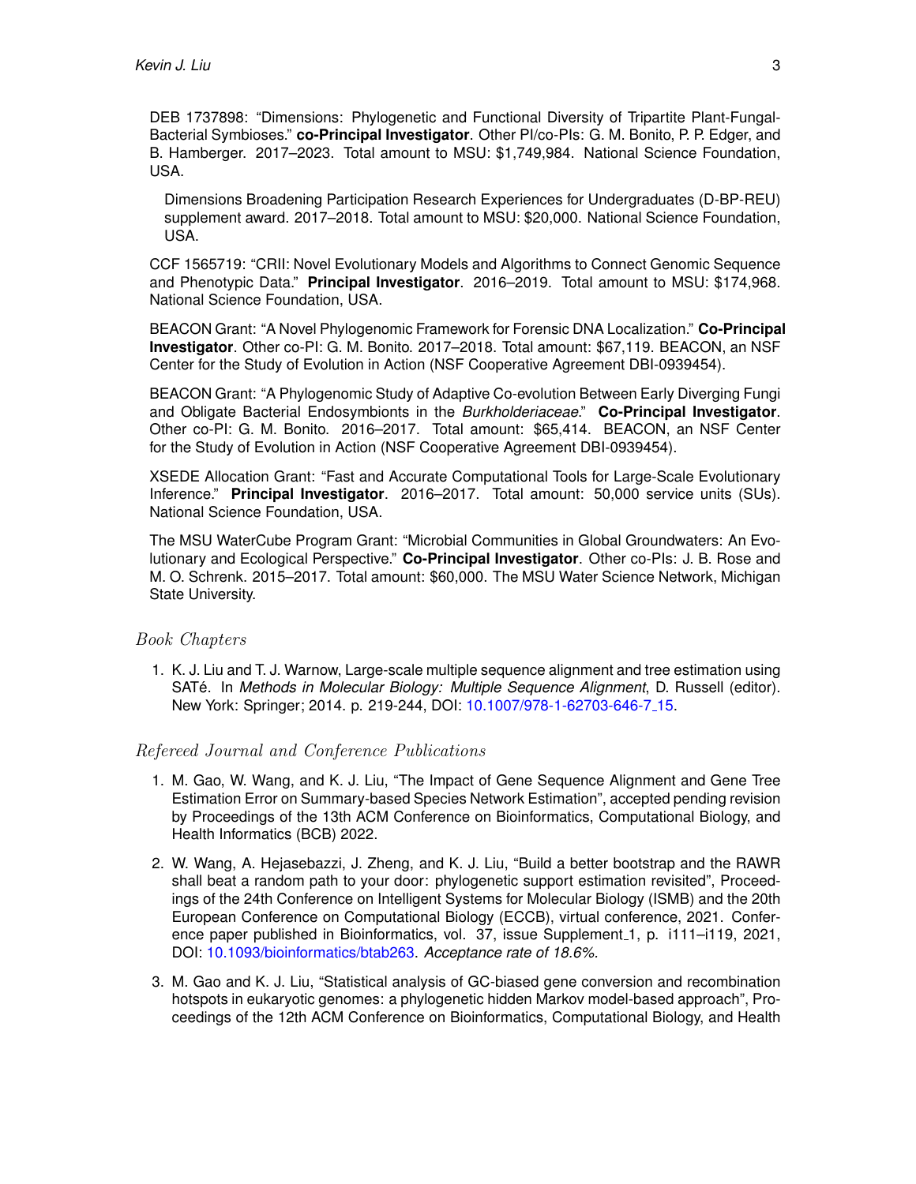DEB 1737898: “Dimensions: Phylogenetic and Functional Diversity of Tripartite Plant-Fungal-Bacterial Symbioses.” **co-Principal Investigator**. Other PI/co-PIs: G. M. Bonito, P. P. Edger, and B. Hamberger. 2017–2023. Total amount to MSU: $1,749,984. National Science Foundation, USA.

Dimensions Broadening Participation Research Experiences for Undergraduates (D-BP-REU) supplement award. 2017–2018. Total amount to MSU: $20,000. National Science Foundation, USA.

CCF 1565719: “CRII: Novel Evolutionary Models and Algorithms to Connect Genomic Sequence and Phenotypic Data.” **Principal Investigator**. 2016–2019. Total amount to MSU: $174,968. National Science Foundation, USA.

BEACON Grant: “A Novel Phylogenomic Framework for Forensic DNA Localization.” **Co-Principal Investigator**. Other co-PI: G. M. Bonito. 2017–2018. Total amount: $67,119. BEACON, an NSF Center for the Study of Evolution in Action (NSF Cooperative Agreement DBI-0939454).

BEACON Grant: “A Phylogenomic Study of Adaptive Co-evolution Between Early Diverging Fungi and Obligate Bacterial Endosymbionts in the *Burkholderiaceae*.” **Co-Principal Investigator**. Other co-PI: G. M. Bonito. 2016–2017. Total amount: $65,414. BEACON, an NSF Center for the Study of Evolution in Action (NSF Cooperative Agreement DBI-0939454).

XSEDE Allocation Grant: “Fast and Accurate Computational Tools for Large-Scale Evolutionary Inference.” **Principal Investigator**. 2016–2017. Total amount: 50,000 service units (SUs). National Science Foundation, USA.

The MSU WaterCube Program Grant: “Microbial Communities in Global Groundwaters: An Evolutionary and Ecological Perspective.” **Co-Principal Investigator**. Other co-PIs: J. B. Rose and M. O. Schrenk. 2015–2017. Total amount: $60,000. The MSU Water Science Network, Michigan State University.

### *Book Chapters*

1. K. J. Liu and T. J. Warnow, Large-scale multiple sequence alignment and tree estimation using SATé. In *Methods in Molecular Biology: Multiple Sequence Alignment*, D. Russell (editor). New York: Springer; 2014. p. 219-244, DOI: 10.1007/978-1-62703-646-7_15.

### *Refereed Journal and Conference Publications*

1. M. Gao, W. Wang, and K. J. Liu, “The Impact of Gene Sequence Alignment and Gene Tree Estimation Error on Summary-based Species Network Estimation”, accepted pending revision by Proceedings of the 13th ACM Conference on Bioinformatics, Computational Biology, and Health Informatics (BCB) 2022.
2. W. Wang, A. Hejasebazzi, J. Zheng, and K. J. Liu, “Build a better bootstrap and the RAWR shall beat a random path to your door: phylogenetic support estimation revisited”, Proceedings of the 24th Conference on Intelligent Systems for Molecular Biology (ISMB) and the 20th European Conference on Computational Biology (ECCB), virtual conference, 2021. Conference paper published in Bioinformatics, vol. 37, issue Supplement_1, p. i111–i119, 2021, DOI: 10.1093/bioinformatics/btab263. *Acceptance rate of 18.6%.*
3. M. Gao and K. J. Liu, “Statistical analysis of GC-biased gene conversion and recombination hotspots in eukaryotic genomes: a phylogenetic hidden Markov model-based approach”, Proceedings of the 12th ACM Conference on Bioinformatics, Computational Biology, and Health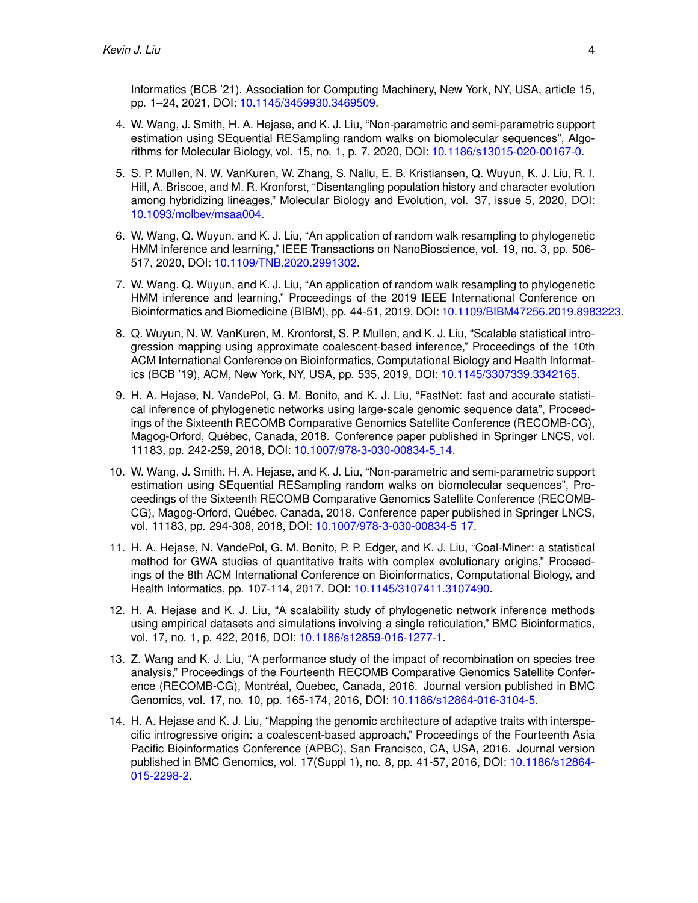Informatics (BCB '21), Association for Computing Machinery, New York, NY, USA, article 15, pp. 1–24, 2021, DOI: 10.1145/3459930.3469509.

4. W. Wang, J. Smith, H. A. Hejase, and K. J. Liu, "Non-parametric and semi-parametric support estimation using SEquential RESampling random walks on biomolecular sequences", Algorithms for Molecular Biology, vol. 15, no. 1, p. 7, 2020, DOI: 10.1186/s13015-020-00167-0.
5. S. P. Mullen, N. W. VanKuren, W. Zhang, S. Nallu, E. B. Kristiansen, Q. Wuyun, K. J. Liu, R. I. Hill, A. Briscoe, and M. R. Kronforst, "Disentangling population history and character evolution among hybridizing lineages," Molecular Biology and Evolution, vol. 37, issue 5, 2020, DOI: 10.1093/molbev/msaa004.
6. W. Wang, Q. Wuyun, and K. J. Liu, "An application of random walk resampling to phylogenetic HMM inference and learning," IEEE Transactions on NanoBioscience, vol. 19, no. 3, pp. 506-517, 2020, DOI: 10.1109/TNB.2020.2991302.
7. W. Wang, Q. Wuyun, and K. J. Liu, "An application of random walk resampling to phylogenetic HMM inference and learning," Proceedings of the 2019 IEEE International Conference on Bioinformatics and Biomedicine (BIBM), pp. 44-51, 2019, DOI: 10.1109/BIBM47256.2019.8983223.
8. Q. Wuyun, N. W. VanKuren, M. Kronforst, S. P. Mullen, and K. J. Liu, "Scalable statistical introgression mapping using approximate coalescent-based inference," Proceedings of the 10th ACM International Conference on Bioinformatics, Computational Biology and Health Informatics (BCB '19), ACM, New York, NY, USA, pp. 535, 2019, DOI: 10.1145/3307339.3342165.
9. H. A. Hejase, N. VandePol, G. M. Bonito, and K. J. Liu, "FastNet: fast and accurate statistical inference of phylogenetic networks using large-scale genomic sequence data", Proceedings of the Sixteenth RECOMB Comparative Genomics Satellite Conference (RECOMB-CG), Magog-Orford, Québec, Canada, 2018. Conference paper published in Springer LNCS, vol. 11183, pp. 242-259, 2018, DOI: 10.1007/978-3-030-00834-5_14.
10. W. Wang, J. Smith, H. A. Hejase, and K. J. Liu, "Non-parametric and semi-parametric support estimation using SEquential RESampling random walks on biomolecular sequences", Proceedings of the Sixteenth RECOMB Comparative Genomics Satellite Conference (RECOMB-CG), Magog-Orford, Québec, Canada, 2018. Conference paper published in Springer LNCS, vol. 11183, pp. 294-308, 2018, DOI: 10.1007/978-3-030-00834-5_17.
11. H. A. Hejase, N. VandePol, G. M. Bonito, P. P. Edger, and K. J. Liu, "Coal-Miner: a statistical method for GWA studies of quantitative traits with complex evolutionary origins," Proceedings of the 8th ACM International Conference on Bioinformatics, Computational Biology, and Health Informatics, pp. 107-114, 2017, DOI: 10.1145/3107411.3107490.
12. H. A. Hejase and K. J. Liu, "A scalability study of phylogenetic network inference methods using empirical datasets and simulations involving a single reticulation," BMC Bioinformatics, vol. 17, no. 1, p. 422, 2016, DOI: 10.1186/s12859-016-1277-1.
13. Z. Wang and K. J. Liu, "A performance study of the impact of recombination on species tree analysis," Proceedings of the Fourteenth RECOMB Comparative Genomics Satellite Conference (RECOMB-CG), Montréal, Quebec, Canada, 2016. Journal version published in BMC Genomics, vol. 17, no. 10, pp. 165-174, 2016, DOI: 10.1186/s12864-016-3104-5.
14. H. A. Hejase and K. J. Liu, "Mapping the genomic architecture of adaptive traits with interspecific introgressive origin: a coalescent-based approach," Proceedings of the Fourteenth Asia Pacific Bioinformatics Conference (APBC), San Francisco, CA, USA, 2016. Journal version published in BMC Genomics, vol. 17(Suppl 1), no. 8, pp. 41-57, 2016, DOI: 10.1186/s12864-015-2298-2.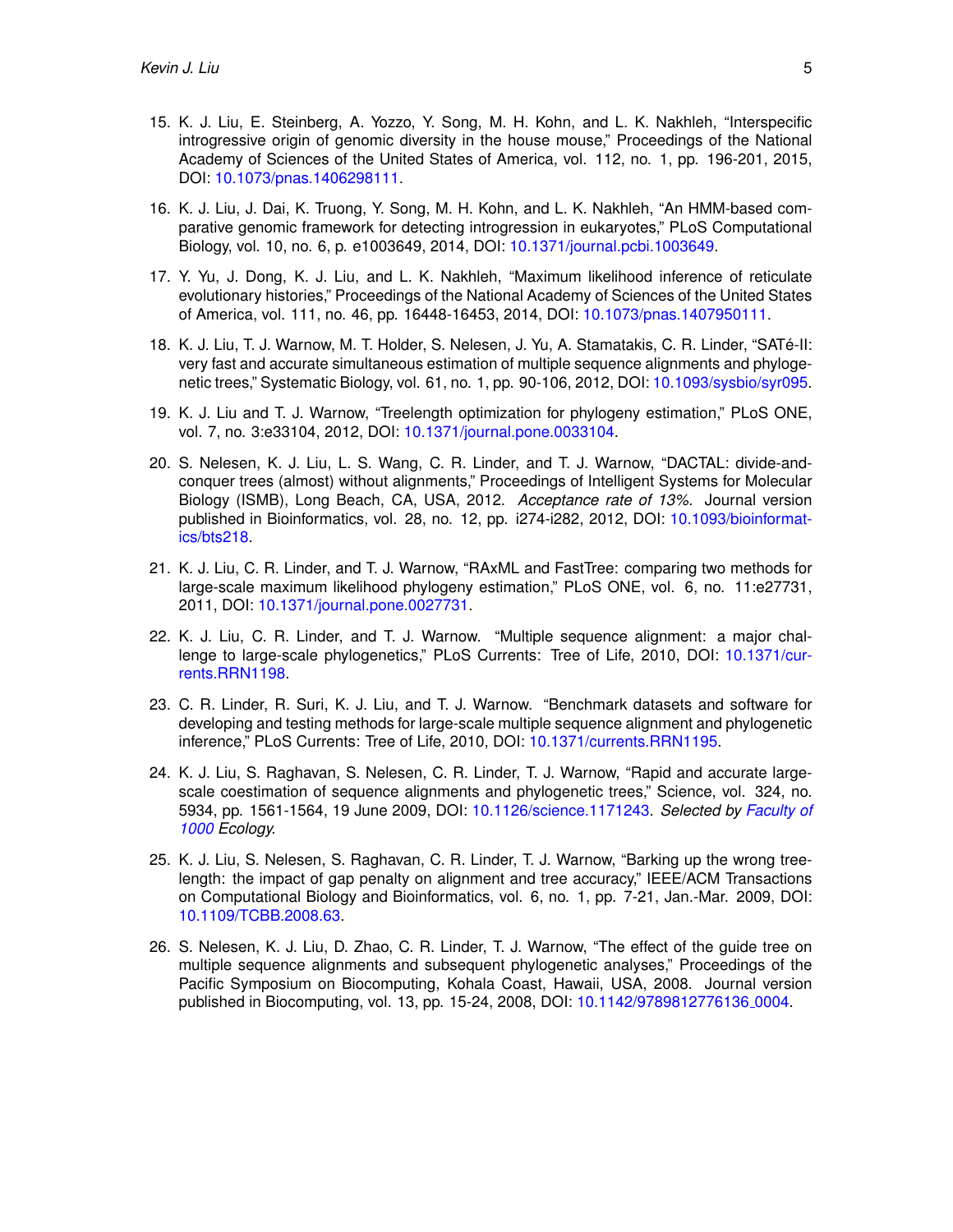15. K. J. Liu, E. Steinberg, A. Yozzo, Y. Song, M. H. Kohn, and L. K. Nakhleh, "Interspecific introgressive origin of genomic diversity in the house mouse," Proceedings of the National Academy of Sciences of the United States of America, vol. 112, no. 1, pp. 196-201, 2015, DOI: 10.1073/pnas.1406298111.

16. K. J. Liu, J. Dai, K. Truong, Y. Song, M. H. Kohn, and L. K. Nakhleh, "An HMM-based comparative genomic framework for detecting introgression in eukaryotes," PLoS Computational Biology, vol. 10, no. 6, p. e1003649, 2014, DOI: 10.1371/journal.pcbi.1003649.

17. Y. Yu, J. Dong, K. J. Liu, and L. K. Nakhleh, "Maximum likelihood inference of reticulate evolutionary histories," Proceedings of the National Academy of Sciences of the United States of America, vol. 111, no. 46, pp. 16448-16453, 2014, DOI: 10.1073/pnas.1407950111.

18. K. J. Liu, T. J. Warnow, M. T. Holder, S. Nelesen, J. Yu, A. Stamatakis, C. R. Linder, "SATé-II: very fast and accurate simultaneous estimation of multiple sequence alignments and phylogenetic trees," Systematic Biology, vol. 61, no. 1, pp. 90-106, 2012, DOI: 10.1093/sysbio/syr095.

19. K. J. Liu and T. J. Warnow, "Treelength optimization for phylogeny estimation," PLoS ONE, vol. 7, no. 3:e33104, 2012, DOI: 10.1371/journal.pone.0033104.

20. S. Nelesen, K. J. Liu, L. S. Wang, C. R. Linder, and T. J. Warnow, "DACTAL: divide-and-conquer trees (almost) without alignments," Proceedings of Intelligent Systems for Molecular Biology (ISMB), Long Beach, CA, USA, 2012. *Acceptance rate of 13%.* Journal version published in Bioinformatics, vol. 28, no. 12, pp. i274-i282, 2012, DOI: 10.1093/bioinformatics/bts218.

21. K. J. Liu, C. R. Linder, and T. J. Warnow, "RAxML and FastTree: comparing two methods for large-scale maximum likelihood phylogeny estimation," PLoS ONE, vol. 6, no. 11:e27731, 2011, DOI: 10.1371/journal.pone.0027731.

22. K. J. Liu, C. R. Linder, and T. J. Warnow. "Multiple sequence alignment: a major challenge to large-scale phylogenetics," PLoS Currents: Tree of Life, 2010, DOI: 10.1371/currents.RRN1198.

23. C. R. Linder, R. Suri, K. J. Liu, and T. J. Warnow. "Benchmark datasets and software for developing and testing methods for large-scale multiple sequence alignment and phylogenetic inference," PLoS Currents: Tree of Life, 2010, DOI: 10.1371/currents.RRN1195.

24. K. J. Liu, S. Raghavan, S. Nelesen, C. R. Linder, T. J. Warnow, "Rapid and accurate large-scale coestimation of sequence alignments and phylogenetic trees," Science, vol. 324, no. 5934, pp. 1561-1564, 19 June 2009, DOI: 10.1126/science.1171243. *Selected by Faculty of 1000 Ecology.*

25. K. J. Liu, S. Nelesen, S. Raghavan, C. R. Linder, T. J. Warnow, "Barking up the wrong treelength: the impact of gap penalty on alignment and tree accuracy," IEEE/ACM Transactions on Computational Biology and Bioinformatics, vol. 6, no. 1, pp. 7-21, Jan.-Mar. 2009, DOI: 10.1109/TCBB.2008.63.

26. S. Nelesen, K. J. Liu, D. Zhao, C. R. Linder, T. J. Warnow, "The effect of the guide tree on multiple sequence alignments and subsequent phylogenetic analyses," Proceedings of the Pacific Symposium on Biocomputing, Kohala Coast, Hawaii, USA, 2008. Journal version published in Biocomputing, vol. 13, pp. 15-24, 2008, DOI: 10.1142/9789812776136_0004.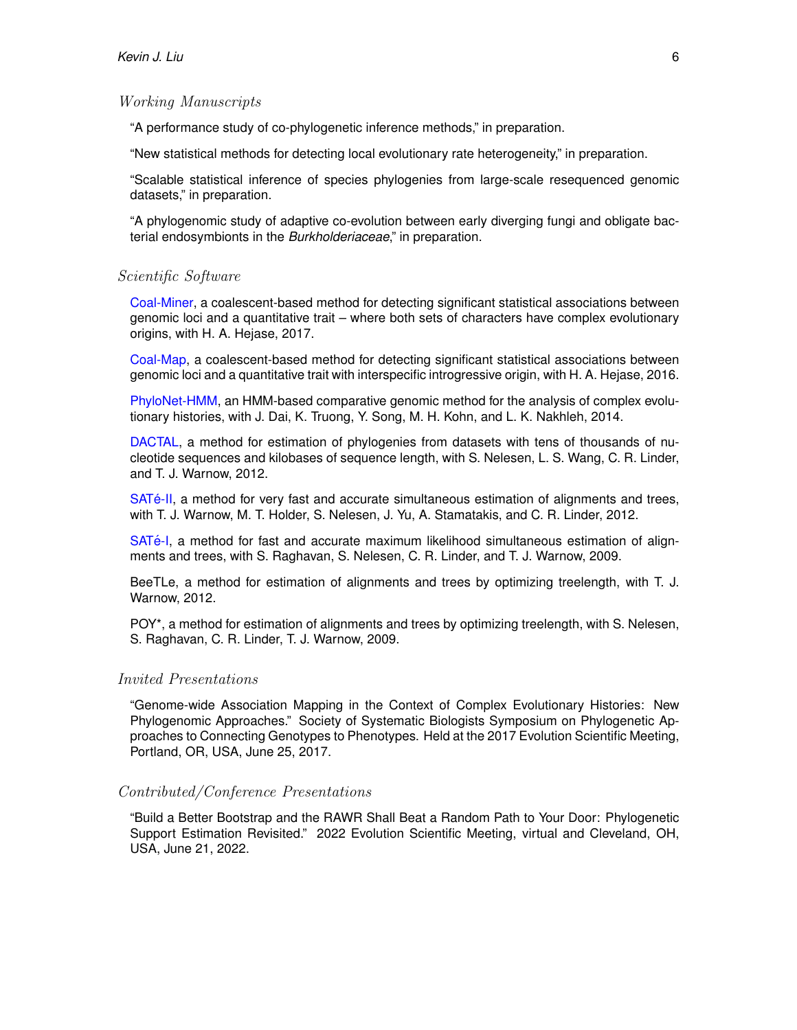### *Working Manuscripts*

"A performance study of co-phylogenetic inference methods," in preparation.

"New statistical methods for detecting local evolutionary rate heterogeneity," in preparation.

"Scalable statistical inference of species phylogenies from large-scale resequenced genomic datasets," in preparation.

"A phylogenomic study of adaptive co-evolution between early diverging fungi and obligate bacterial endosymbionts in the *Burkholderiaceae*," in preparation.

### *Scientific Software*

Coal-Miner, a coalescent-based method for detecting significant statistical associations between genomic loci and a quantitative trait – where both sets of characters have complex evolutionary origins, with H. A. Hejase, 2017.

Coal-Map, a coalescent-based method for detecting significant statistical associations between genomic loci and a quantitative trait with interspecific introgressive origin, with H. A. Hejase, 2016.

PhyloNet-HMM, an HMM-based comparative genomic method for the analysis of complex evolutionary histories, with J. Dai, K. Truong, Y. Song, M. H. Kohn, and L. K. Nakhleh, 2014.

DACTAL, a method for estimation of phylogenies from datasets with tens of thousands of nucleotide sequences and kilobases of sequence length, with S. Nelesen, L. S. Wang, C. R. Linder, and T. J. Warnow, 2012.

SATé-II, a method for very fast and accurate simultaneous estimation of alignments and trees, with T. J. Warnow, M. T. Holder, S. Nelesen, J. Yu, A. Stamatakis, and C. R. Linder, 2012.

SATé-I, a method for fast and accurate maximum likelihood simultaneous estimation of alignments and trees, with S. Raghavan, S. Nelesen, C. R. Linder, and T. J. Warnow, 2009.

BeeTLe, a method for estimation of alignments and trees by optimizing treelength, with T. J. Warnow, 2012.

POY*, a method for estimation of alignments and trees by optimizing treelength, with S. Nelesen, S. Raghavan, C. R. Linder, T. J. Warnow, 2009.

### *Invited Presentations*

"Genome-wide Association Mapping in the Context of Complex Evolutionary Histories: New Phylogenomic Approaches." Society of Systematic Biologists Symposium on Phylogenetic Approaches to Connecting Genotypes to Phenotypes. Held at the 2017 Evolution Scientific Meeting, Portland, OR, USA, June 25, 2017.

### *Contributed/Conference Presentations*

"Build a Better Bootstrap and the RAWR Shall Beat a Random Path to Your Door: Phylogenetic Support Estimation Revisited." 2022 Evolution Scientific Meeting, virtual and Cleveland, OH, USA, June 21, 2022.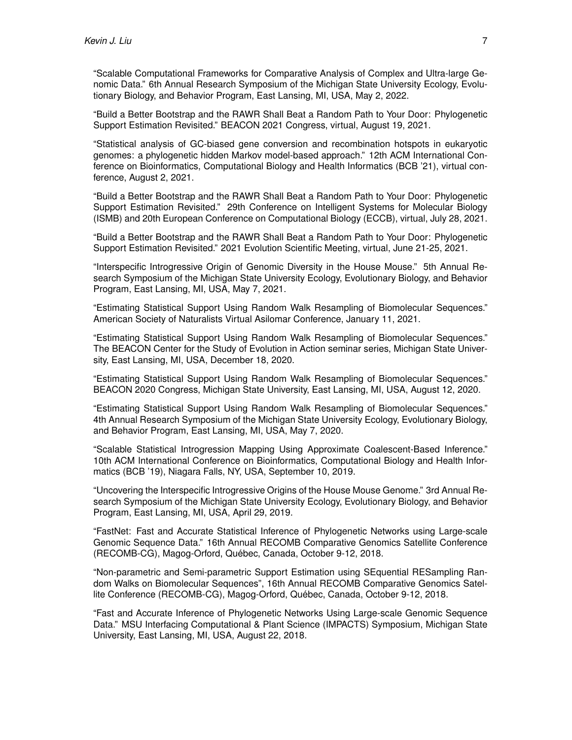"Scalable Computational Frameworks for Comparative Analysis of Complex and Ultra-large Genomic Data." 6th Annual Research Symposium of the Michigan State University Ecology, Evolutionary Biology, and Behavior Program, East Lansing, MI, USA, May 2, 2022.

"Build a Better Bootstrap and the RAWR Shall Beat a Random Path to Your Door: Phylogenetic Support Estimation Revisited." BEACON 2021 Congress, virtual, August 19, 2021.

"Statistical analysis of GC-biased gene conversion and recombination hotspots in eukaryotic genomes: a phylogenetic hidden Markov model-based approach." 12th ACM International Conference on Bioinformatics, Computational Biology and Health Informatics (BCB '21), virtual conference, August 2, 2021.

"Build a Better Bootstrap and the RAWR Shall Beat a Random Path to Your Door: Phylogenetic Support Estimation Revisited." 29th Conference on Intelligent Systems for Molecular Biology (ISMB) and 20th European Conference on Computational Biology (ECCB), virtual, July 28, 2021.

"Build a Better Bootstrap and the RAWR Shall Beat a Random Path to Your Door: Phylogenetic Support Estimation Revisited." 2021 Evolution Scientific Meeting, virtual, June 21-25, 2021.

"Interspecific Introgressive Origin of Genomic Diversity in the House Mouse." 5th Annual Research Symposium of the Michigan State University Ecology, Evolutionary Biology, and Behavior Program, East Lansing, MI, USA, May 7, 2021.

"Estimating Statistical Support Using Random Walk Resampling of Biomolecular Sequences." American Society of Naturalists Virtual Asilomar Conference, January 11, 2021.

"Estimating Statistical Support Using Random Walk Resampling of Biomolecular Sequences." The BEACON Center for the Study of Evolution in Action seminar series, Michigan State University, East Lansing, MI, USA, December 18, 2020.

"Estimating Statistical Support Using Random Walk Resampling of Biomolecular Sequences." BEACON 2020 Congress, Michigan State University, East Lansing, MI, USA, August 12, 2020.

"Estimating Statistical Support Using Random Walk Resampling of Biomolecular Sequences." 4th Annual Research Symposium of the Michigan State University Ecology, Evolutionary Biology, and Behavior Program, East Lansing, MI, USA, May 7, 2020.

"Scalable Statistical Introgression Mapping Using Approximate Coalescent-Based Inference." 10th ACM International Conference on Bioinformatics, Computational Biology and Health Informatics (BCB '19), Niagara Falls, NY, USA, September 10, 2019.

"Uncovering the Interspecific Introgressive Origins of the House Mouse Genome." 3rd Annual Research Symposium of the Michigan State University Ecology, Evolutionary Biology, and Behavior Program, East Lansing, MI, USA, April 29, 2019.

"FastNet: Fast and Accurate Statistical Inference of Phylogenetic Networks using Large-scale Genomic Sequence Data." 16th Annual RECOMB Comparative Genomics Satellite Conference (RECOMB-CG), Magog-Orford, Québec, Canada, October 9-12, 2018.

"Non-parametric and Semi-parametric Support Estimation using SEquential RESampling Random Walks on Biomolecular Sequences", 16th Annual RECOMB Comparative Genomics Satellite Conference (RECOMB-CG), Magog-Orford, Québec, Canada, October 9-12, 2018.

"Fast and Accurate Inference of Phylogenetic Networks Using Large-scale Genomic Sequence Data." MSU Interfacing Computational & Plant Science (IMPACTS) Symposium, Michigan State University, East Lansing, MI, USA, August 22, 2018.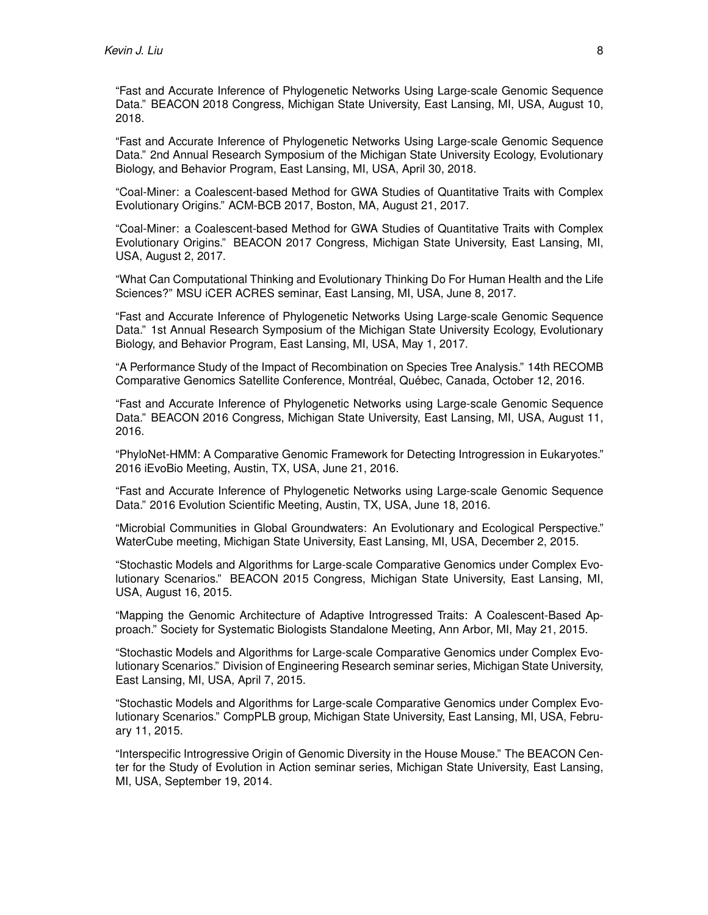"Fast and Accurate Inference of Phylogenetic Networks Using Large-scale Genomic Sequence Data." BEACON 2018 Congress, Michigan State University, East Lansing, MI, USA, August 10, 2018.

"Fast and Accurate Inference of Phylogenetic Networks Using Large-scale Genomic Sequence Data." 2nd Annual Research Symposium of the Michigan State University Ecology, Evolutionary Biology, and Behavior Program, East Lansing, MI, USA, April 30, 2018.

"Coal-Miner: a Coalescent-based Method for GWA Studies of Quantitative Traits with Complex Evolutionary Origins." ACM-BCB 2017, Boston, MA, August 21, 2017.

"Coal-Miner: a Coalescent-based Method for GWA Studies of Quantitative Traits with Complex Evolutionary Origins." BEACON 2017 Congress, Michigan State University, East Lansing, MI, USA, August 2, 2017.

"What Can Computational Thinking and Evolutionary Thinking Do For Human Health and the Life Sciences?" MSU iCER ACRES seminar, East Lansing, MI, USA, June 8, 2017.

"Fast and Accurate Inference of Phylogenetic Networks Using Large-scale Genomic Sequence Data." 1st Annual Research Symposium of the Michigan State University Ecology, Evolutionary Biology, and Behavior Program, East Lansing, MI, USA, May 1, 2017.

"A Performance Study of the Impact of Recombination on Species Tree Analysis." 14th RECOMB Comparative Genomics Satellite Conference, Montréal, Québec, Canada, October 12, 2016.

"Fast and Accurate Inference of Phylogenetic Networks using Large-scale Genomic Sequence Data." BEACON 2016 Congress, Michigan State University, East Lansing, MI, USA, August 11, 2016.

"PhyloNet-HMM: A Comparative Genomic Framework for Detecting Introgression in Eukaryotes." 2016 iEvoBio Meeting, Austin, TX, USA, June 21, 2016.

"Fast and Accurate Inference of Phylogenetic Networks using Large-scale Genomic Sequence Data." 2016 Evolution Scientific Meeting, Austin, TX, USA, June 18, 2016.

"Microbial Communities in Global Groundwaters: An Evolutionary and Ecological Perspective." WaterCube meeting, Michigan State University, East Lansing, MI, USA, December 2, 2015.

"Stochastic Models and Algorithms for Large-scale Comparative Genomics under Complex Evolutionary Scenarios." BEACON 2015 Congress, Michigan State University, East Lansing, MI, USA, August 16, 2015.

"Mapping the Genomic Architecture of Adaptive Introgressed Traits: A Coalescent-Based Approach." Society for Systematic Biologists Standalone Meeting, Ann Arbor, MI, May 21, 2015.

"Stochastic Models and Algorithms for Large-scale Comparative Genomics under Complex Evolutionary Scenarios." Division of Engineering Research seminar series, Michigan State University, East Lansing, MI, USA, April 7, 2015.

"Stochastic Models and Algorithms for Large-scale Comparative Genomics under Complex Evolutionary Scenarios." CompPLB group, Michigan State University, East Lansing, MI, USA, February 11, 2015.

"Interspecific Introgressive Origin of Genomic Diversity in the House Mouse." The BEACON Center for the Study of Evolution in Action seminar series, Michigan State University, East Lansing, MI, USA, September 19, 2014.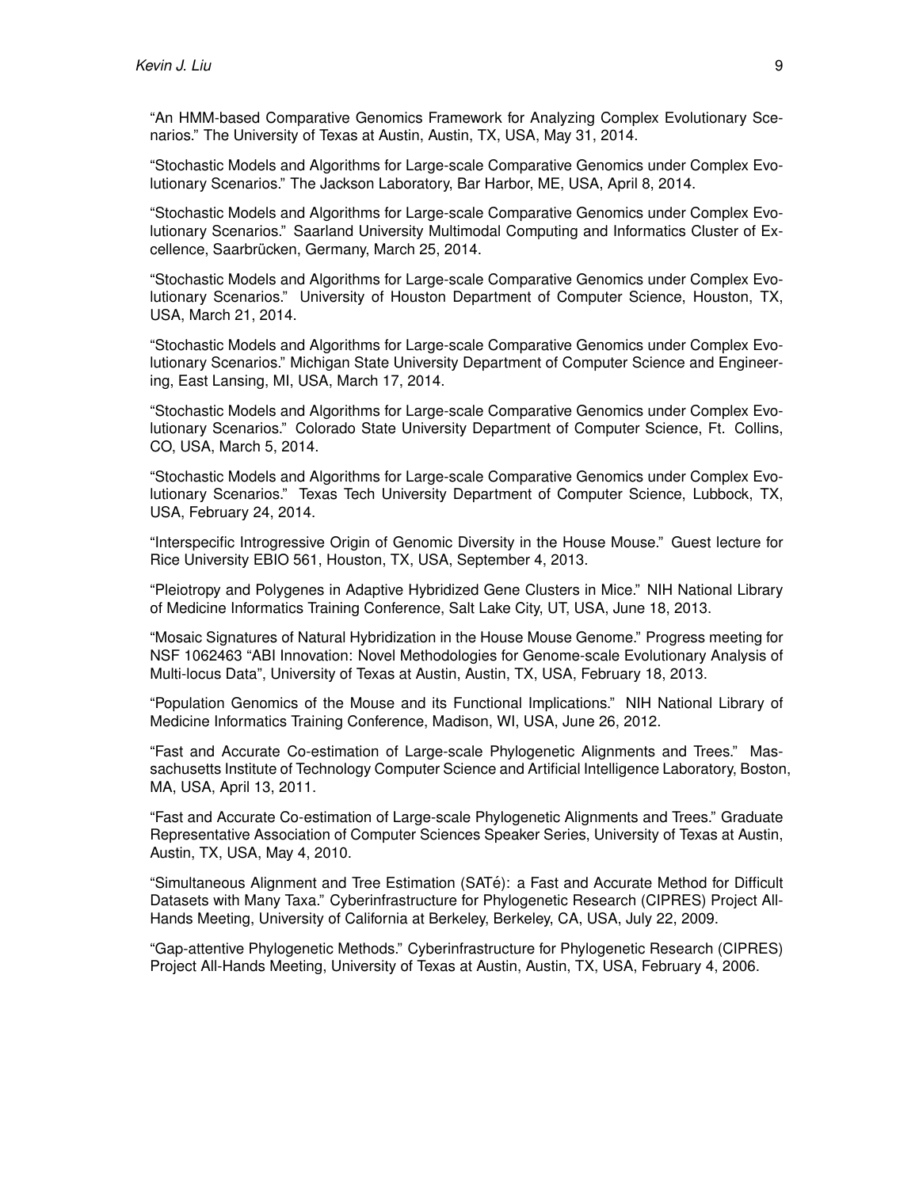"An HMM-based Comparative Genomics Framework for Analyzing Complex Evolutionary Scenarios." The University of Texas at Austin, Austin, TX, USA, May 31, 2014.

"Stochastic Models and Algorithms for Large-scale Comparative Genomics under Complex Evolutionary Scenarios." The Jackson Laboratory, Bar Harbor, ME, USA, April 8, 2014.

"Stochastic Models and Algorithms for Large-scale Comparative Genomics under Complex Evolutionary Scenarios." Saarland University Multimodal Computing and Informatics Cluster of Excellence, Saarbrücken, Germany, March 25, 2014.

"Stochastic Models and Algorithms for Large-scale Comparative Genomics under Complex Evolutionary Scenarios." University of Houston Department of Computer Science, Houston, TX, USA, March 21, 2014.

"Stochastic Models and Algorithms for Large-scale Comparative Genomics under Complex Evolutionary Scenarios." Michigan State University Department of Computer Science and Engineering, East Lansing, MI, USA, March 17, 2014.

"Stochastic Models and Algorithms for Large-scale Comparative Genomics under Complex Evolutionary Scenarios." Colorado State University Department of Computer Science, Ft. Collins, CO, USA, March 5, 2014.

"Stochastic Models and Algorithms for Large-scale Comparative Genomics under Complex Evolutionary Scenarios." Texas Tech University Department of Computer Science, Lubbock, TX, USA, February 24, 2014.

"Interspecific Introgressive Origin of Genomic Diversity in the House Mouse." Guest lecture for Rice University EBIO 561, Houston, TX, USA, September 4, 2013.

"Pleiotropy and Polygenes in Adaptive Hybridized Gene Clusters in Mice." NIH National Library of Medicine Informatics Training Conference, Salt Lake City, UT, USA, June 18, 2013.

"Mosaic Signatures of Natural Hybridization in the House Mouse Genome." Progress meeting for NSF 1062463 "ABI Innovation: Novel Methodologies for Genome-scale Evolutionary Analysis of Multi-locus Data", University of Texas at Austin, Austin, TX, USA, February 18, 2013.

"Population Genomics of the Mouse and its Functional Implications." NIH National Library of Medicine Informatics Training Conference, Madison, WI, USA, June 26, 2012.

"Fast and Accurate Co-estimation of Large-scale Phylogenetic Alignments and Trees." Massachusetts Institute of Technology Computer Science and Artificial Intelligence Laboratory, Boston, MA, USA, April 13, 2011.

"Fast and Accurate Co-estimation of Large-scale Phylogenetic Alignments and Trees." Graduate Representative Association of Computer Sciences Speaker Series, University of Texas at Austin, Austin, TX, USA, May 4, 2010.

"Simultaneous Alignment and Tree Estimation (SATé): a Fast and Accurate Method for Difficult Datasets with Many Taxa." Cyberinfrastructure for Phylogenetic Research (CIPRES) Project All-Hands Meeting, University of California at Berkeley, Berkeley, CA, USA, July 22, 2009.

"Gap-attentive Phylogenetic Methods." Cyberinfrastructure for Phylogenetic Research (CIPRES) Project All-Hands Meeting, University of Texas at Austin, Austin, TX, USA, February 4, 2006.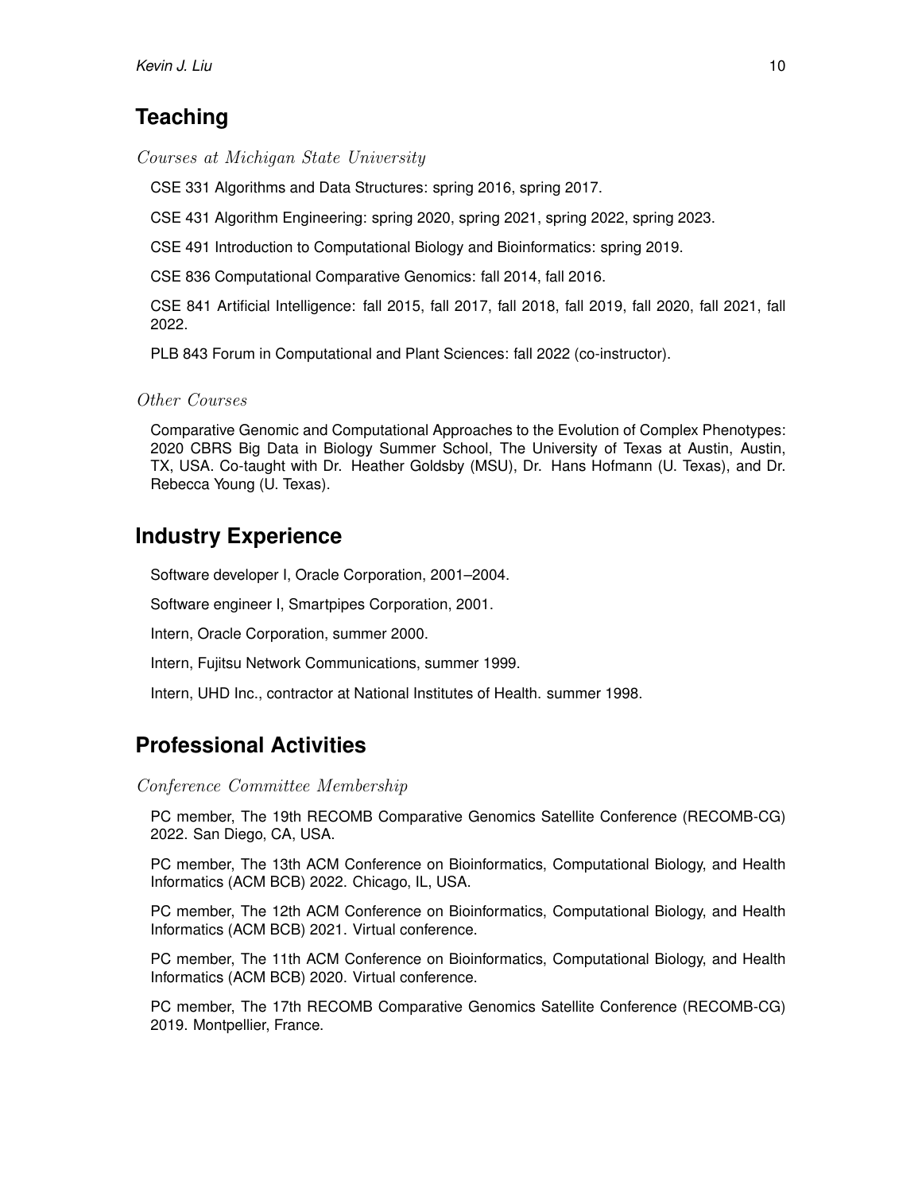## Teaching

*Courses at Michigan State University*

CSE 331 Algorithms and Data Structures: spring 2016, spring 2017.

CSE 431 Algorithm Engineering: spring 2020, spring 2021, spring 2022, spring 2023.

CSE 491 Introduction to Computational Biology and Bioinformatics: spring 2019.

CSE 836 Computational Comparative Genomics: fall 2014, fall 2016.

CSE 841 Artificial Intelligence: fall 2015, fall 2017, fall 2018, fall 2019, fall 2020, fall 2021, fall 2022.

PLB 843 Forum in Computational and Plant Sciences: fall 2022 (co-instructor).

*Other Courses*

Comparative Genomic and Computational Approaches to the Evolution of Complex Phenotypes: 2020 CBRS Big Data in Biology Summer School, The University of Texas at Austin, Austin, TX, USA. Co-taught with Dr. Heather Goldsby (MSU), Dr. Hans Hofmann (U. Texas), and Dr. Rebecca Young (U. Texas).

## Industry Experience

Software developer I, Oracle Corporation, 2001–2004.

Software engineer I, Smartpipes Corporation, 2001.

Intern, Oracle Corporation, summer 2000.

Intern, Fujitsu Network Communications, summer 1999.

Intern, UHD Inc., contractor at National Institutes of Health. summer 1998.

## Professional Activities

*Conference Committee Membership*

PC member, The 19th RECOMB Comparative Genomics Satellite Conference (RECOMB-CG) 2022. San Diego, CA, USA.

PC member, The 13th ACM Conference on Bioinformatics, Computational Biology, and Health Informatics (ACM BCB) 2022. Chicago, IL, USA.

PC member, The 12th ACM Conference on Bioinformatics, Computational Biology, and Health Informatics (ACM BCB) 2021. Virtual conference.

PC member, The 11th ACM Conference on Bioinformatics, Computational Biology, and Health Informatics (ACM BCB) 2020. Virtual conference.

PC member, The 17th RECOMB Comparative Genomics Satellite Conference (RECOMB-CG) 2019. Montpellier, France.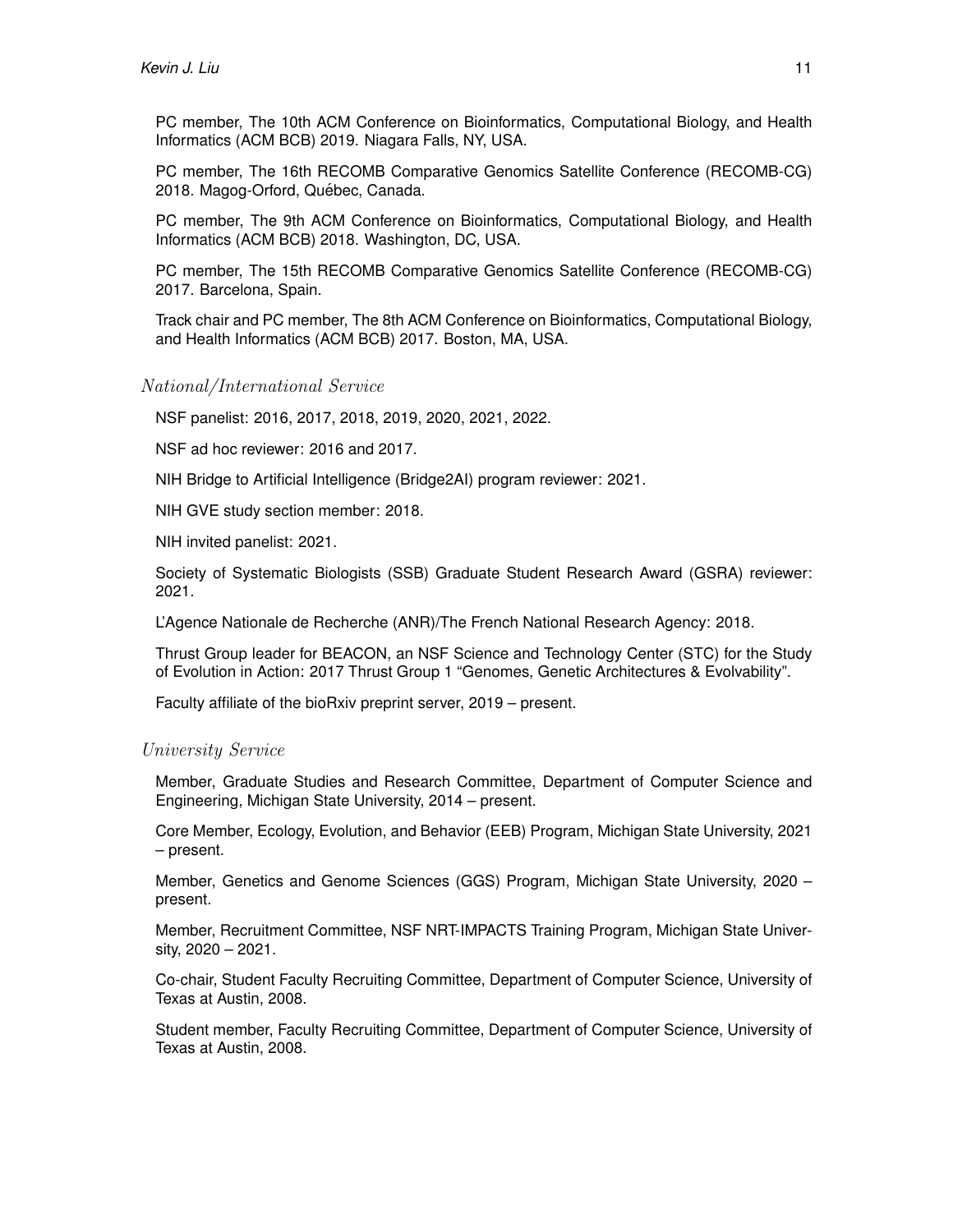PC member, The 10th ACM Conference on Bioinformatics, Computational Biology, and Health Informatics (ACM BCB) 2019. Niagara Falls, NY, USA.

PC member, The 16th RECOMB Comparative Genomics Satellite Conference (RECOMB-CG) 2018. Magog-Orford, Québec, Canada.

PC member, The 9th ACM Conference on Bioinformatics, Computational Biology, and Health Informatics (ACM BCB) 2018. Washington, DC, USA.

PC member, The 15th RECOMB Comparative Genomics Satellite Conference (RECOMB-CG) 2017. Barcelona, Spain.

Track chair and PC member, The 8th ACM Conference on Bioinformatics, Computational Biology, and Health Informatics (ACM BCB) 2017. Boston, MA, USA.

### *National/International Service*

NSF panelist: 2016, 2017, 2018, 2019, 2020, 2021, 2022.

NSF ad hoc reviewer: 2016 and 2017.

NIH Bridge to Artificial Intelligence (Bridge2AI) program reviewer: 2021.

NIH GVE study section member: 2018.

NIH invited panelist: 2021.

Society of Systematic Biologists (SSB) Graduate Student Research Award (GSRA) reviewer: 2021.

L'Agence Nationale de Recherche (ANR)/The French National Research Agency: 2018.

Thrust Group leader for BEACON, an NSF Science and Technology Center (STC) for the Study of Evolution in Action: 2017 Thrust Group 1 "Genomes, Genetic Architectures & Evolvability".

Faculty affiliate of the bioRxiv preprint server, 2019 – present.

### *University Service*

Member, Graduate Studies and Research Committee, Department of Computer Science and Engineering, Michigan State University, 2014 – present.

Core Member, Ecology, Evolution, and Behavior (EEB) Program, Michigan State University, 2021 – present.

Member, Genetics and Genome Sciences (GGS) Program, Michigan State University, 2020 – present.

Member, Recruitment Committee, NSF NRT-IMPACTS Training Program, Michigan State University, 2020 – 2021.

Co-chair, Student Faculty Recruiting Committee, Department of Computer Science, University of Texas at Austin, 2008.

Student member, Faculty Recruiting Committee, Department of Computer Science, University of Texas at Austin, 2008.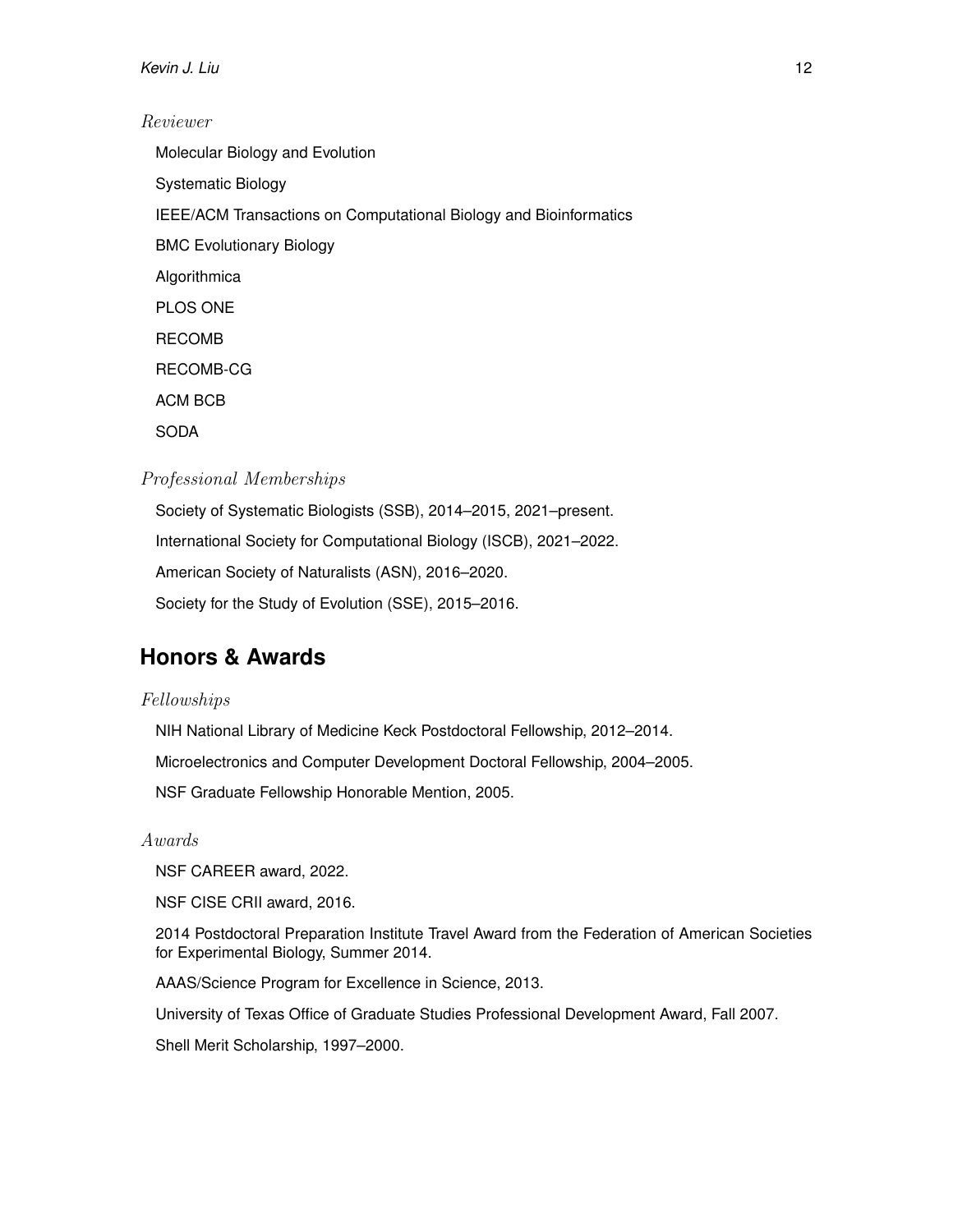*Reviewer*

Molecular Biology and Evolution

Systematic Biology

IEEE/ACM Transactions on Computational Biology and Bioinformatics

BMC Evolutionary Biology

Algorithmica

PLOS ONE

RECOMB

RECOMB-CG

ACM BCB

SODA

*Professional Memberships*

Society of Systematic Biologists (SSB), 2014–2015, 2021–present.

International Society for Computational Biology (ISCB), 2021–2022.

American Society of Naturalists (ASN), 2016–2020.

Society for the Study of Evolution (SSE), 2015–2016.

## Honors & Awards

*Fellowships*

NIH National Library of Medicine Keck Postdoctoral Fellowship, 2012–2014.

Microelectronics and Computer Development Doctoral Fellowship, 2004–2005.

NSF Graduate Fellowship Honorable Mention, 2005.

*Awards*

NSF CAREER award, 2022.

NSF CISE CRII award, 2016.

2014 Postdoctoral Preparation Institute Travel Award from the Federation of American Societies for Experimental Biology, Summer 2014.

AAAS/Science Program for Excellence in Science, 2013.

University of Texas Office of Graduate Studies Professional Development Award, Fall 2007.

Shell Merit Scholarship, 1997–2000.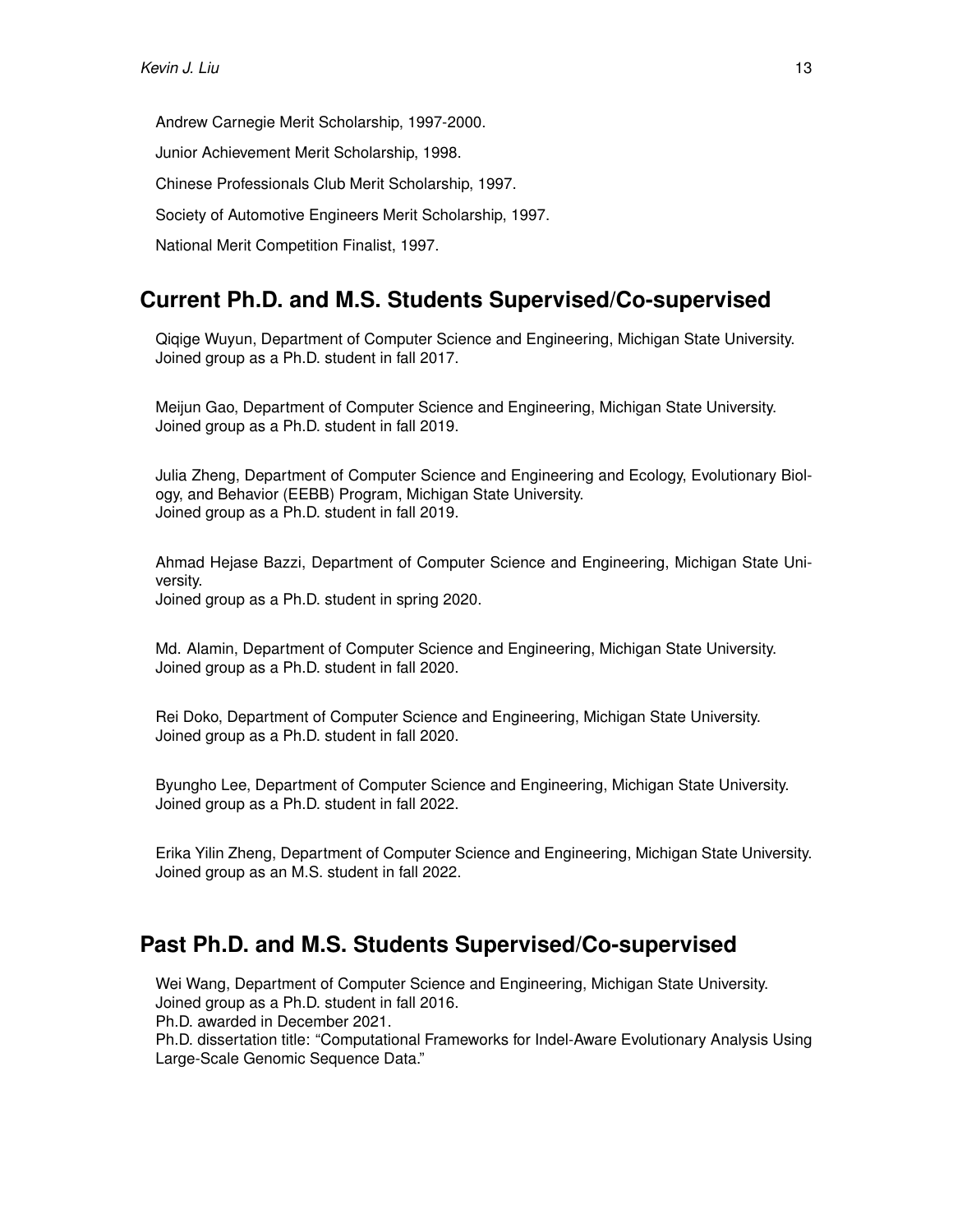Andrew Carnegie Merit Scholarship, 1997-2000.

Junior Achievement Merit Scholarship, 1998.

Chinese Professionals Club Merit Scholarship, 1997.

Society of Automotive Engineers Merit Scholarship, 1997.

National Merit Competition Finalist, 1997.

## Current Ph.D. and M.S. Students Supervised/Co-supervised

Qiqige Wuyun, Department of Computer Science and Engineering, Michigan State University.
Joined group as a Ph.D. student in fall 2017.

Meijun Gao, Department of Computer Science and Engineering, Michigan State University.
Joined group as a Ph.D. student in fall 2019.

Julia Zheng, Department of Computer Science and Engineering and Ecology, Evolutionary Biology, and Behavior (EEBB) Program, Michigan State University.
Joined group as a Ph.D. student in fall 2019.

Ahmad Hejase Bazzi, Department of Computer Science and Engineering, Michigan State University.
Joined group as a Ph.D. student in spring 2020.

Md. Alamin, Department of Computer Science and Engineering, Michigan State University.
Joined group as a Ph.D. student in fall 2020.

Rei Doko, Department of Computer Science and Engineering, Michigan State University.
Joined group as a Ph.D. student in fall 2020.

Byungho Lee, Department of Computer Science and Engineering, Michigan State University.
Joined group as a Ph.D. student in fall 2022.

Erika Yilin Zheng, Department of Computer Science and Engineering, Michigan State University.
Joined group as an M.S. student in fall 2022.

## Past Ph.D. and M.S. Students Supervised/Co-supervised

Wei Wang, Department of Computer Science and Engineering, Michigan State University.
Joined group as a Ph.D. student in fall 2016.
Ph.D. awarded in December 2021.
Ph.D. dissertation title: "Computational Frameworks for Indel-Aware Evolutionary Analysis Using Large-Scale Genomic Sequence Data."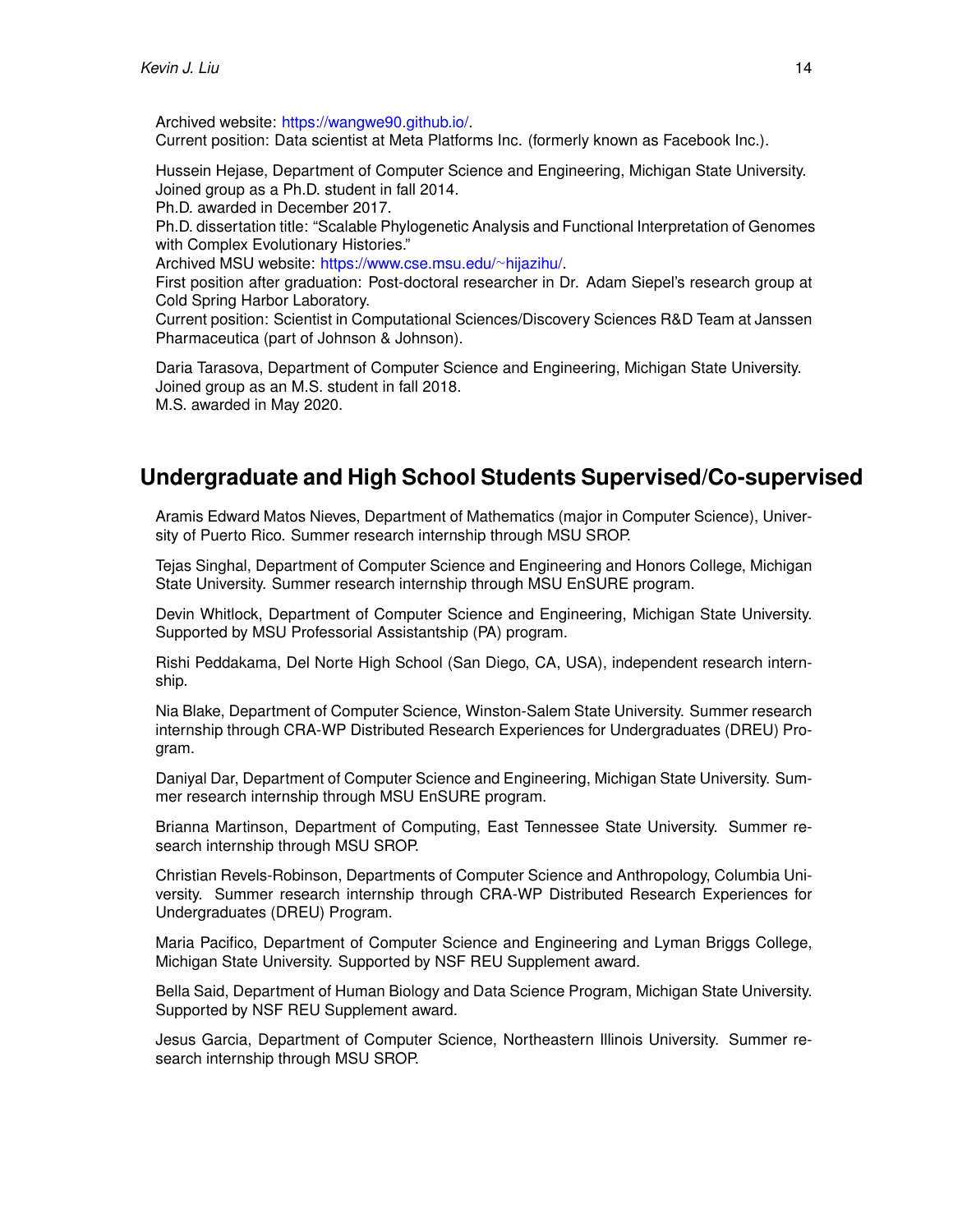Archived website: https://wangwe90.github.io/.
Current position: Data scientist at Meta Platforms Inc. (formerly known as Facebook Inc.).

Hussein Hejase, Department of Computer Science and Engineering, Michigan State University.
Joined group as a Ph.D. student in fall 2014.
Ph.D. awarded in December 2017.
Ph.D. dissertation title: "Scalable Phylogenetic Analysis and Functional Interpretation of Genomes with Complex Evolutionary Histories."
Archived MSU website: https://www.cse.msu.edu/~hijazihu/.
First position after graduation: Post-doctoral researcher in Dr. Adam Siepel's research group at Cold Spring Harbor Laboratory.
Current position: Scientist in Computational Sciences/Discovery Sciences R&D Team at Janssen Pharmaceutica (part of Johnson & Johnson).

Daria Tarasova, Department of Computer Science and Engineering, Michigan State University.
Joined group as an M.S. student in fall 2018.
M.S. awarded in May 2020.

## Undergraduate and High School Students Supervised/Co-supervised

Aramis Edward Matos Nieves, Department of Mathematics (major in Computer Science), University of Puerto Rico. Summer research internship through MSU SROP.

Tejas Singhal, Department of Computer Science and Engineering and Honors College, Michigan State University. Summer research internship through MSU EnSURE program.

Devin Whitlock, Department of Computer Science and Engineering, Michigan State University. Supported by MSU Professorial Assistantship (PA) program.

Rishi Peddakama, Del Norte High School (San Diego, CA, USA), independent research internship.

Nia Blake, Department of Computer Science, Winston-Salem State University. Summer research internship through CRA-WP Distributed Research Experiences for Undergraduates (DREU) Program.

Daniyal Dar, Department of Computer Science and Engineering, Michigan State University. Summer research internship through MSU EnSURE program.

Brianna Martinson, Department of Computing, East Tennessee State University. Summer research internship through MSU SROP.

Christian Revels-Robinson, Departments of Computer Science and Anthropology, Columbia University. Summer research internship through CRA-WP Distributed Research Experiences for Undergraduates (DREU) Program.

Maria Pacifico, Department of Computer Science and Engineering and Lyman Briggs College, Michigan State University. Supported by NSF REU Supplement award.

Bella Said, Department of Human Biology and Data Science Program, Michigan State University. Supported by NSF REU Supplement award.

Jesus Garcia, Department of Computer Science, Northeastern Illinois University. Summer research internship through MSU SROP.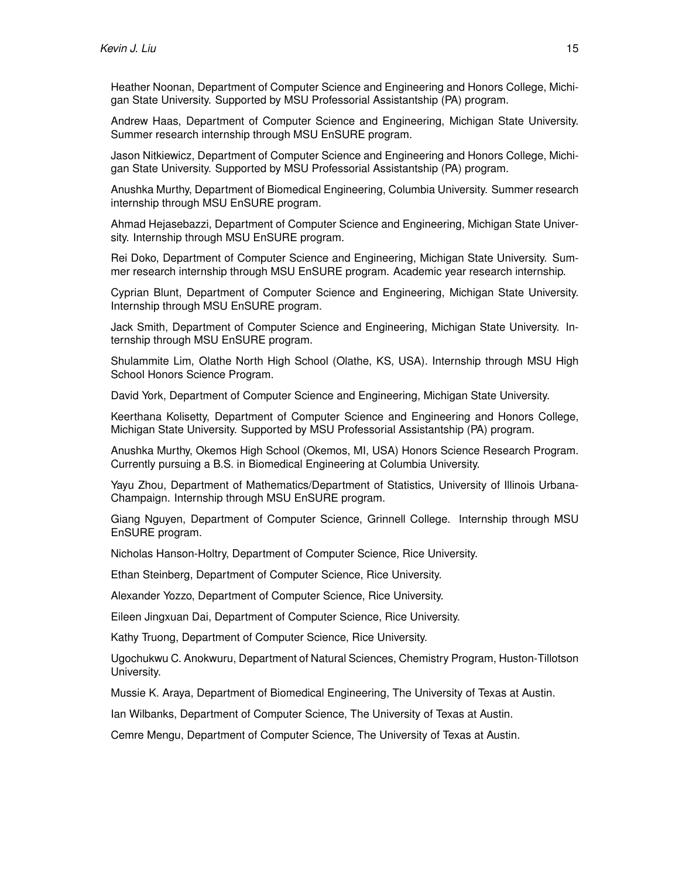Heather Noonan, Department of Computer Science and Engineering and Honors College, Michigan State University. Supported by MSU Professorial Assistantship (PA) program.

Andrew Haas, Department of Computer Science and Engineering, Michigan State University. Summer research internship through MSU EnSURE program.

Jason Nitkiewicz, Department of Computer Science and Engineering and Honors College, Michigan State University. Supported by MSU Professorial Assistantship (PA) program.

Anushka Murthy, Department of Biomedical Engineering, Columbia University. Summer research internship through MSU EnSURE program.

Ahmad Hejasebazzi, Department of Computer Science and Engineering, Michigan State University. Internship through MSU EnSURE program.

Rei Doko, Department of Computer Science and Engineering, Michigan State University. Summer research internship through MSU EnSURE program. Academic year research internship.

Cyprian Blunt, Department of Computer Science and Engineering, Michigan State University. Internship through MSU EnSURE program.

Jack Smith, Department of Computer Science and Engineering, Michigan State University. Internship through MSU EnSURE program.

Shulammite Lim, Olathe North High School (Olathe, KS, USA). Internship through MSU High School Honors Science Program.

David York, Department of Computer Science and Engineering, Michigan State University.

Keerthana Kolisetty, Department of Computer Science and Engineering and Honors College, Michigan State University. Supported by MSU Professorial Assistantship (PA) program.

Anushka Murthy, Okemos High School (Okemos, MI, USA) Honors Science Research Program. Currently pursuing a B.S. in Biomedical Engineering at Columbia University.

Yayu Zhou, Department of Mathematics/Department of Statistics, University of Illinois Urbana-Champaign. Internship through MSU EnSURE program.

Giang Nguyen, Department of Computer Science, Grinnell College. Internship through MSU EnSURE program.

Nicholas Hanson-Holtry, Department of Computer Science, Rice University.

Ethan Steinberg, Department of Computer Science, Rice University.

Alexander Yozzo, Department of Computer Science, Rice University.

Eileen Jingxuan Dai, Department of Computer Science, Rice University.

Kathy Truong, Department of Computer Science, Rice University.

Ugochukwu C. Anokwuru, Department of Natural Sciences, Chemistry Program, Huston-Tillotson University.

Mussie K. Araya, Department of Biomedical Engineering, The University of Texas at Austin.

Ian Wilbanks, Department of Computer Science, The University of Texas at Austin.

Cemre Mengu, Department of Computer Science, The University of Texas at Austin.